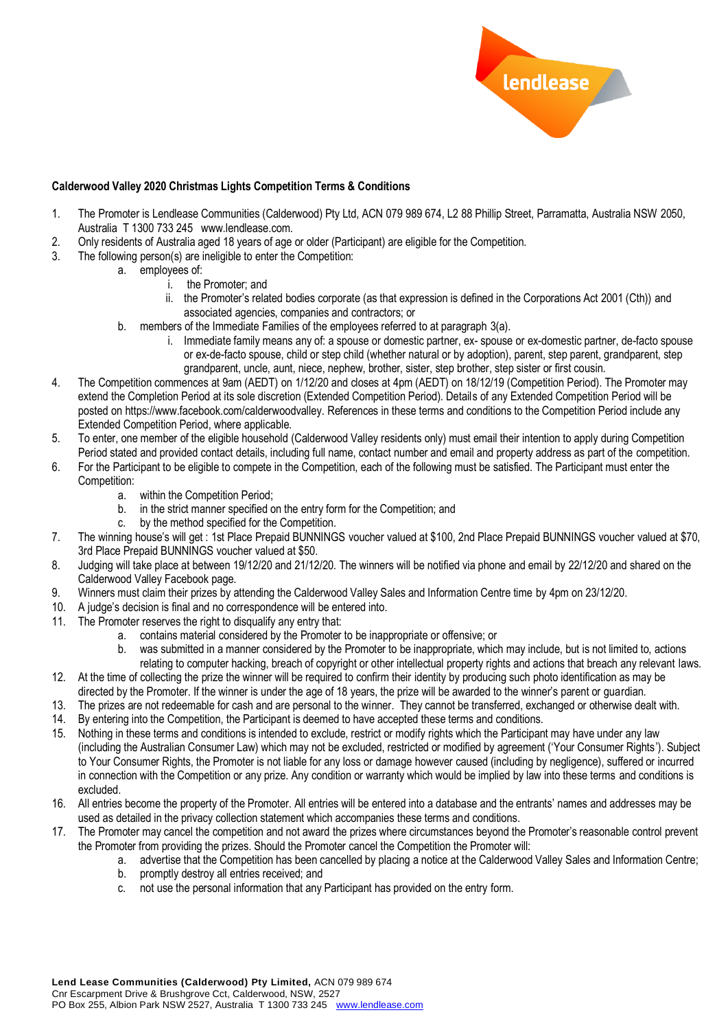**Calderwood Valley 2020 Christmas Lights Competition Terms & Conditions**

1. The Promoter is Lendlease Communities (Calderwood) Pty Ltd, ACN 079 989 674, L2 88 Phillip Street, Parramatta, Australia NSW 2050, Australia T 1300 733 245 www.lendlease.com.
2. Only residents of Australia aged 18 years of age or older (Participant) are eligible for the Competition.
3. The following person(s) are ineligible to enter the Competition:
    a. employees of:
        i. the Promoter; and
        ii. the Promoter's related bodies corporate (as that expression is defined in the Corporations Act 2001 (Cth)) and associated agencies, companies and contractors; or
    b. members of the Immediate Families of the employees referred to at paragraph 3(a).
        i. Immediate family means any of: a spouse or domestic partner, ex- spouse or ex-domestic partner, de-facto spouse or ex-de-facto spouse, child or step child (whether natural or by adoption), parent, step parent, grandparent, step grandparent, uncle, aunt, niece, nephew, brother, sister, step brother, step sister or first cousin.
4. The Competition commences at 9am (AEDT) on 1/12/20 and closes at 4pm (AEDT) on 18/12/19 (Competition Period). The Promoter may extend the Completion Period at its sole discretion (Extended Competition Period). Details of any Extended Competition Period will be posted on https://www.facebook.com/calderwoodvalley. References in these terms and conditions to the Competition Period include any Extended Competition Period, where applicable.
5. To enter, one member of the eligible household (Calderwood Valley residents only) must email their intention to apply during Competition Period stated and provided contact details, including full name, contact number and email and property address as part of the competition.
6. For the Participant to be eligible to compete in the Competition, each of the following must be satisfied. The Participant must enter the Competition:
    a. within the Competition Period;
    b. in the strict manner specified on the entry form for the Competition; and
    c. by the method specified for the Competition.
7. The winning house's will get : 1st Place Prepaid BUNNINGS voucher valued at $100, 2nd Place Prepaid BUNNINGS voucher valued at $70, 3rd Place Prepaid BUNNINGS voucher valued at $50.
8. Judging will take place at between 19/12/20 and 21/12/20. The winners will be notified via phone and email by 22/12/20 and shared on the Calderwood Valley Facebook page.
9. Winners must claim their prizes by attending the Calderwood Valley Sales and Information Centre time by 4pm on 23/12/20.
10. A judge's decision is final and no correspondence will be entered into.
11. The Promoter reserves the right to disqualify any entry that:
    a. contains material considered by the Promoter to be inappropriate or offensive; or
    b. was submitted in a manner considered by the Promoter to be inappropriate, which may include, but is not limited to, actions relating to computer hacking, breach of copyright or other intellectual property rights and actions that breach any relevant laws.
12. At the time of collecting the prize the winner will be required to confirm their identity by producing such photo identification as may be directed by the Promoter. If the winner is under the age of 18 years, the prize will be awarded to the winner's parent or guardian.
13. The prizes are not redeemable for cash and are personal to the winner. They cannot be transferred, exchanged or otherwise dealt with.
14. By entering into the Competition, the Participant is deemed to have accepted these terms and conditions.
15. Nothing in these terms and conditions is intended to exclude, restrict or modify rights which the Participant may have under any law (including the Australian Consumer Law) which may not be excluded, restricted or modified by agreement ('Your Consumer Rights'). Subject to Your Consumer Rights, the Promoter is not liable for any loss or damage however caused (including by negligence), suffered or incurred in connection with the Competition or any prize. Any condition or warranty which would be implied by law into these terms and conditions is excluded.
16. All entries become the property of the Promoter. All entries will be entered into a database and the entrants' names and addresses may be used as detailed in the privacy collection statement which accompanies these terms and conditions.
17. The Promoter may cancel the competition and not award the prizes where circumstances beyond the Promoter's reasonable control prevent the Promoter from providing the prizes. Should the Promoter cancel the Competition the Promoter will:
    a. advertise that the Competition has been cancelled by placing a notice at the Calderwood Valley Sales and Information Centre;
    b. promptly destroy all entries received; and
    c. not use the personal information that any Participant has provided on the entry form.

**Lend Lease Communities (Calderwood) Pty Limited,** ACN 079 989 674
Cnr Escarpment Drive & Brushgrove Cct, Calderwood, NSW, 2527
PO Box 255, Albion Park NSW 2527, Australia T 1300 733 245 www.lendlease.com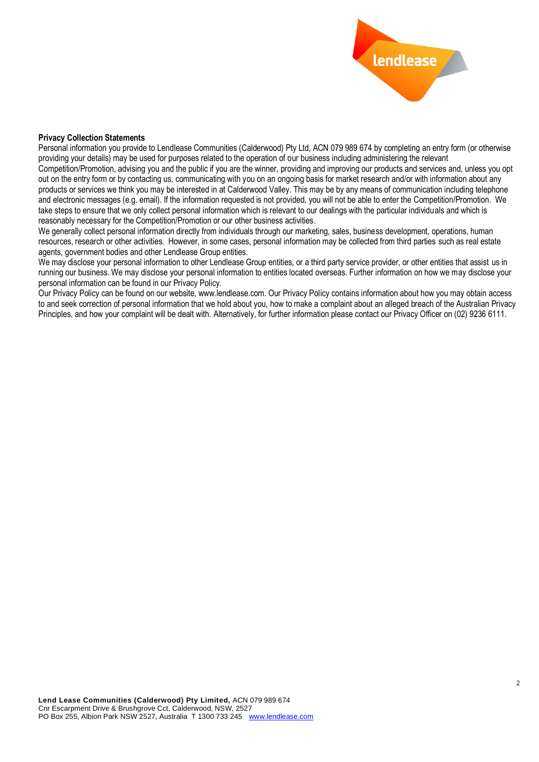**Privacy Collection Statements**

Personal information you provide to Lendlease Communities (Calderwood) Pty Ltd, ACN 079 989 674 by completing an entry form (or otherwise providing your details) may be used for purposes related to the operation of our business including administering the relevant Competition/Promotion, advising you and the public if you are the winner, providing and improving our products and services and, unless you opt out on the entry form or by contacting us, communicating with you on an ongoing basis for market research and/or with information about any products or services we think you may be interested in at Calderwood Valley. This may be by any means of communication including telephone and electronic messages (e.g. email). If the information requested is not provided, you will not be able to enter the Competition/Promotion. We take steps to ensure that we only collect personal information which is relevant to our dealings with the particular individuals and which is reasonably necessary for the Competition/Promotion or our other business activities.

We generally collect personal information directly from individuals through our marketing, sales, business development, operations, human resources, research or other activities. However, in some cases, personal information may be collected from third parties such as real estate agents, government bodies and other Lendlease Group entities.

We may disclose your personal information to other Lendlease Group entities, or a third party service provider, or other entities that assist us in running our business. We may disclose your personal information to entities located overseas. Further information on how we may disclose your personal information can be found in our Privacy Policy.

Our Privacy Policy can be found on our website, www.lendlease.com. Our Privacy Policy contains information about how you may obtain access to and seek correction of personal information that we hold about you, how to make a complaint about an alleged breach of the Australian Privacy Principles, and how your complaint will be dealt with. Alternatively, for further information please contact our Privacy Officer on (02) 9236 6111.

**Lend Lease Communities (Calderwood) Pty Limited,** ACN 079 989 674
Cnr Escarpment Drive & Brushgrove Cct, Calderwood, NSW, 2527
PO Box 255, Albion Park NSW 2527, Australia T 1300 733 245 www.lendlease.com